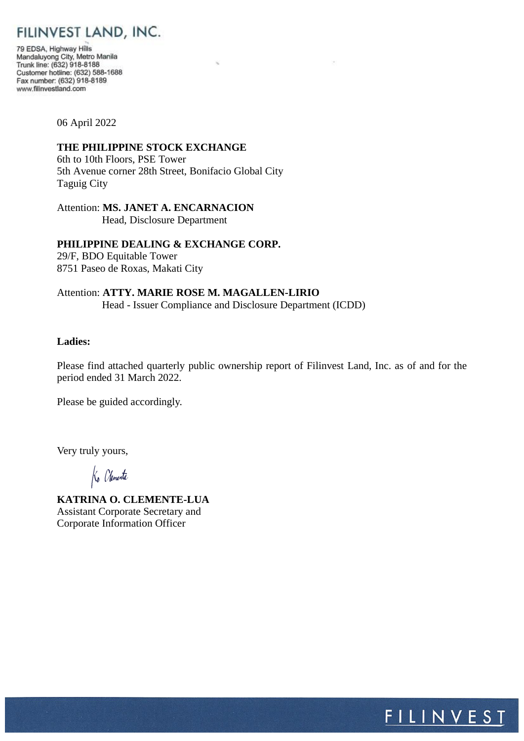FILINVEST LAND, INC.

79 EDSA, Highway Hills
Mandaluyong City, Metro Manila
Trunk line: (632) 918-8188
Customer hotline: (632) 588-1688
Fax number: (632) 918-8189
www.filinvestland.com

06 April 2022

**THE PHILIPPINE STOCK EXCHANGE**
6th to 10th Floors, PSE Tower
5th Avenue corner 28th Street, Bonifacio Global City
Taguig City

Attention: **MS. JANET A. ENCARNACION**
Head, Disclosure Department

**PHILIPPINE DEALING & EXCHANGE CORP.**
29/F, BDO Equitable Tower
8751 Paseo de Roxas, Makati City

Attention: **ATTY. MARIE ROSE M. MAGALLEN-LIRIO**
Head - Issuer Compliance and Disclosure Department (ICDD)

**Ladies:**

Please find attached quarterly public ownership report of Filinvest Land, Inc. as of and for the period ended 31 March 2022.

Please be guided accordingly.

Very truly yours,

**KATRINA O. CLEMENTE-LUA**
Assistant Corporate Secretary and
Corporate Information Officer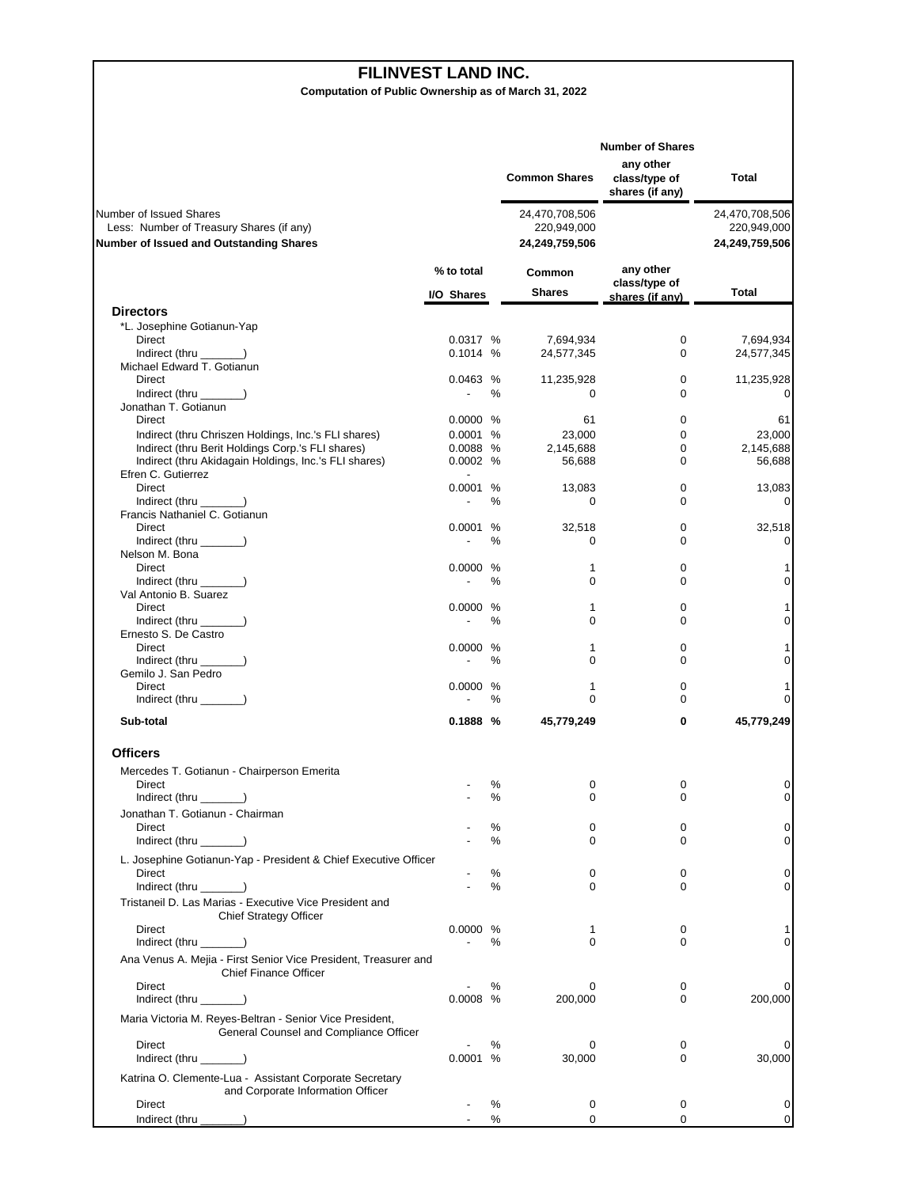# FILINVEST LAND INC.

**Computation of Public Ownership as of March 31, 2022**

| | Common Shares | any other class/type of shares (if any) | Total |
|---|---|---|---|
| Number of Issued Shares | 24,470,708,506 | | 24,470,708,506 |
| Less: Number of Treasury Shares (if any) | 220,949,000 | | 220,949,000 |
| **Number of Issued and Outstanding Shares** | **24,249,759,506** | | **24,249,759,506** |

| | % to total I/O Shares | Common Shares | any other class/type of shares (if any) | Total |
|---|---|---|---|---|
| **Directors** | | | | |
| *L. Josephine Gotianun-Yap | | | | |
| Direct | 0.0317 % | 7,694,934 | 0 | 7,694,934 |
| Indirect (thru _______) | 0.1014 % | 24,577,345 | 0 | 24,577,345 |
| Michael Edward T. Gotianun | | | | |
| Direct | 0.0463 % | 11,235,928 | 0 | 11,235,928 |
| Indirect (thru _______) | - % | 0 | 0 | 0 |
| Jonathan T. Gotianun | | | | |
| Direct | 0.0000 % | 61 | 0 | 61 |
| Indirect (thru Chriszen Holdings, Inc.'s FLI shares) | 0.0001 % | 23,000 | 0 | 23,000 |
| Indirect (thru Berit Holdings Corp.'s FLI shares) | 0.0088 % | 2,145,688 | 0 | 2,145,688 |
| Indirect (thru Akidagain Holdings, Inc.'s FLI shares) | 0.0002 % | 56,688 | 0 | 56,688 |
| Efren C. Gutierrez | - | | | |
| Direct | 0.0001 % | 13,083 | 0 | 13,083 |
| Indirect (thru _______) | - % | 0 | 0 | 0 |
| Francis Nathaniel C. Gotianun | | | | |
| Direct | 0.0001 % | 32,518 | 0 | 32,518 |
| Indirect (thru _______) | - % | 0 | 0 | 0 |
| Nelson M. Bona | | | | |
| Direct | 0.0000 % | 1 | 0 | 1 |
| Indirect (thru _______) | - % | 0 | 0 | 0 |
| Val Antonio B. Suarez | | | | |
| Direct | 0.0000 % | 1 | 0 | 1 |
| Indirect (thru _______) | - % | 0 | 0 | 0 |
| Ernesto S. De Castro | | | | |
| Direct | 0.0000 % | 1 | 0 | 1 |
| Indirect (thru _______) | - % | 0 | 0 | 0 |
| Gemilo J. San Pedro | | | | |
| Direct | 0.0000 % | 1 | 0 | 1 |
| Indirect (thru _______) | - % | 0 | 0 | 0 |
| **Sub-total** | **0.1888 %** | **45,779,249** | **0** | **45,779,249** |
| **Officers** | | | | |
| Mercedes T. Gotianun - Chairperson Emerita | | | | |
| Direct | - % | 0 | 0 | 0 |
| Indirect (thru _______) | - % | 0 | 0 | 0 |
| Jonathan T. Gotianun - Chairman | | | | |
| Direct | - % | 0 | 0 | 0 |
| Indirect (thru _______) | - % | 0 | 0 | 0 |
| L. Josephine Gotianun-Yap - President & Chief Executive Officer | | | | |
| Direct | - % | 0 | 0 | 0 |
| Indirect (thru _______) | - % | 0 | 0 | 0 |
| Tristaneil D. Las Marias - Executive Vice President and Chief Strategy Officer | | | | |
| Direct | 0.0000 % | 1 | 0 | 1 |
| Indirect (thru _______) | - % | 0 | 0 | 0 |
| Ana Venus A. Mejia - First Senior Vice President, Treasurer and Chief Finance Officer | | | | |
| Direct | - % | 0 | 0 | 0 |
| Indirect (thru _______) | 0.0008 % | 200,000 | 0 | 200,000 |
| Maria Victoria M. Reyes-Beltran - Senior Vice President, General Counsel and Compliance Officer | | | | |
| Direct | - % | 0 | 0 | 0 |
| Indirect (thru _______) | 0.0001 % | 30,000 | 0 | 30,000 |
| Katrina O. Clemente-Lua - Assistant Corporate Secretary and Corporate Information Officer | | | | |
| Direct | - % | 0 | 0 | 0 |
| Indirect (thru _______) | - % | 0 | 0 | 0 |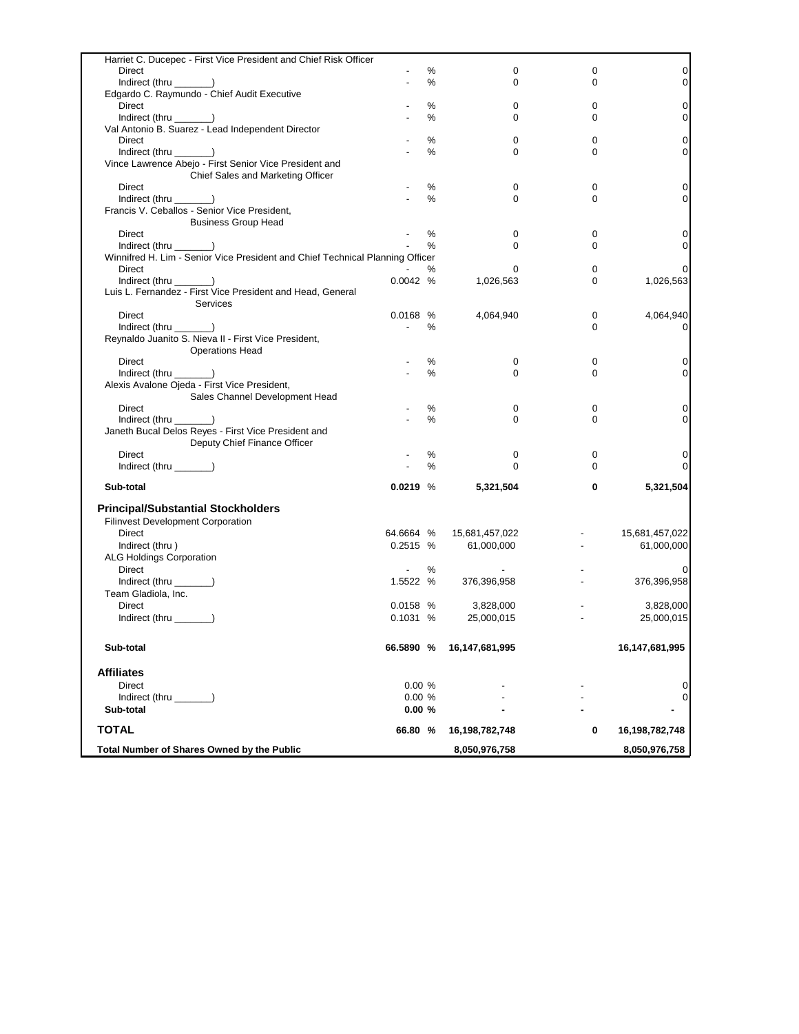| | | | | | |
|---|---|---|---|---|---|
| Harriet C. Ducepec - First Vice President and Chief Risk Officer | | | | | |
| Direct | - | % | 0 | 0 | 0 |
| Indirect (thru _______) | - | % | 0 | 0 | 0 |
| Edgardo C. Raymundo - Chief Audit Executive | | | | | |
| Direct | - | % | 0 | 0 | 0 |
| Indirect (thru _______) | - | % | 0 | 0 | 0 |
| Val Antonio B. Suarez - Lead Independent Director | | | | | |
| Direct | - | % | 0 | 0 | 0 |
| Indirect (thru _______) | - | % | 0 | 0 | 0 |
| Vince Lawrence Abejo - First Senior Vice President and Chief Sales and Marketing Officer | | | | | |
| Direct | - | % | 0 | 0 | 0 |
| Indirect (thru _______) | - | % | 0 | 0 | 0 |
| Francis V. Ceballos - Senior Vice President, Business Group Head | | | | | |
| Direct | - | % | 0 | 0 | 0 |
| Indirect (thru _______) | - | % | 0 | 0 | 0 |
| Winnifred H. Lim - Senior Vice President and Chief Technical Planning Officer | | | | | |
| Direct | - | % | 0 | 0 | 0 |
| Indirect (thru _______) | 0.0042 | % | 1,026,563 | 0 | 1,026,563 |
| Luis L. Fernandez - First Vice President and Head, General Services | | | | | |
| Direct | 0.0168 | % | 4,064,940 | 0 | 4,064,940 |
| Indirect (thru _______) | - | % | | 0 | 0 |
| Reynaldo Juanito S. Nieva II - First Vice President, Operations Head | | | | | |
| Direct | - | % | 0 | 0 | 0 |
| Indirect (thru _______) | - | % | 0 | 0 | 0 |
| Alexis Avalone Ojeda - First Vice President, Sales Channel Development Head | | | | | |
| Direct | - | % | 0 | 0 | 0 |
| Indirect (thru _______) | - | % | 0 | 0 | 0 |
| Janeth Bucal Delos Reyes - First Vice President and Deputy Chief Finance Officer | | | | | |
| Direct | - | % | 0 | 0 | 0 |
| Indirect (thru _______) | - | % | 0 | 0 | 0 |
| **Sub-total** | **0.0219** | % | **5,321,504** | **0** | **5,321,504** |
| **Principal/Substantial Stockholders** | | | | | |
| Filinvest Development Corporation | | | | | |
| Direct | 64.6664 | % | 15,681,457,022 | - | 15,681,457,022 |
| Indirect (thru ) | 0.2515 | % | 61,000,000 | - | 61,000,000 |
| ALG Holdings Corporation | | | | | |
| Direct | - | % | - | - | 0 |
| Indirect (thru _______) | 1.5522 | % | 376,396,958 | - | 376,396,958 |
| Team Gladiola, Inc. | | | | | |
| Direct | 0.0158 | % | 3,828,000 | - | 3,828,000 |
| Indirect (thru _______) | 0.1031 | % | 25,000,015 | - | 25,000,015 |
| **Sub-total** | **66.5890** | **%** | **16,147,681,995** | | **16,147,681,995** |
| **Affiliates** | | | | | |
| Direct | 0.00 | % | - | - | 0 |
| Indirect (thru _______) | 0.00 | % | - | - | 0 |
| **Sub-total** | **0.00** | **%** | **-** | **-** | **-** |
| **TOTAL** | **66.80** | **%** | **16,198,782,748** | **0** | **16,198,782,748** |
| **Total Number of Shares Owned by the Public** | | | **8,050,976,758** | | **8,050,976,758** |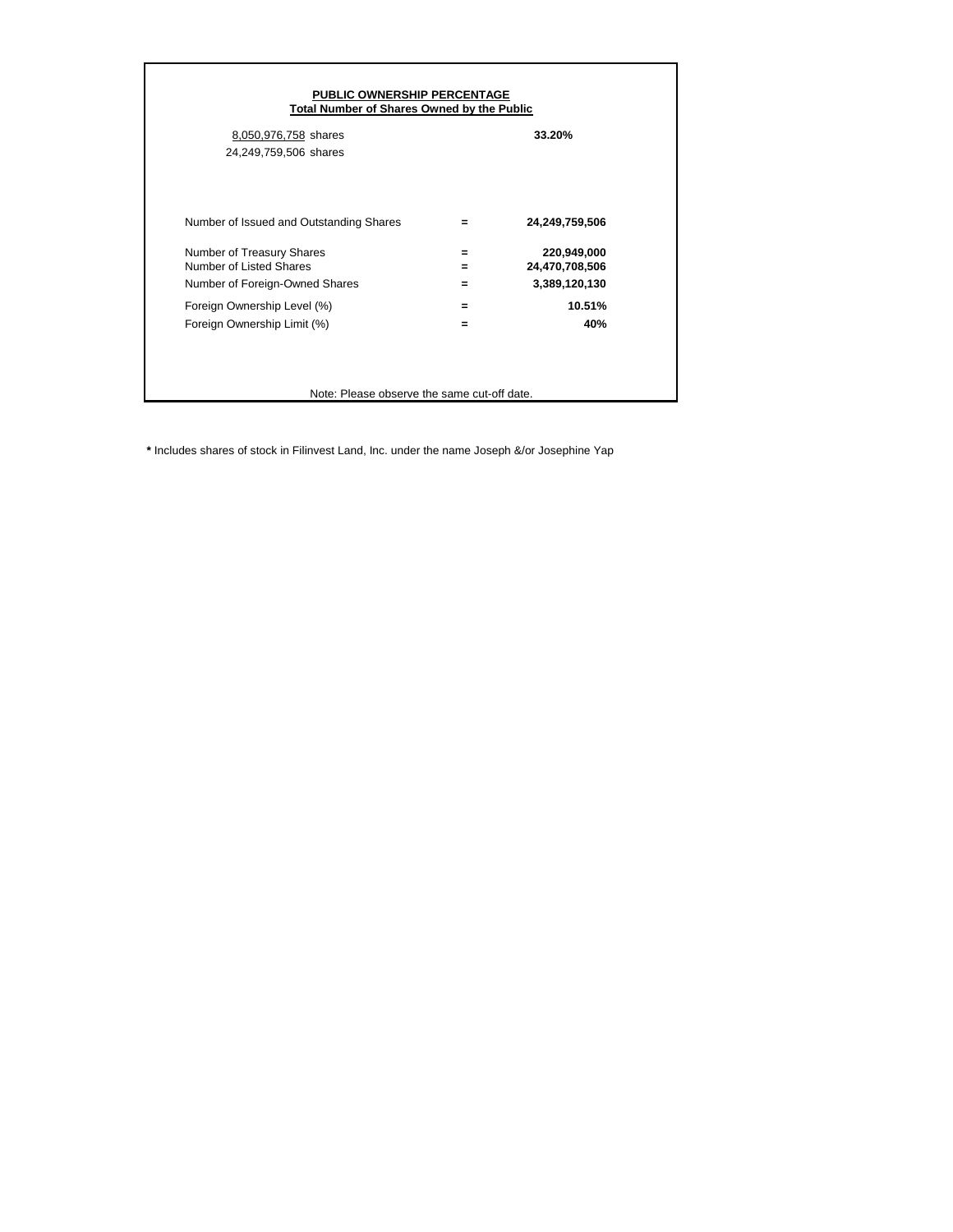**PUBLIC OWNERSHIP PERCENTAGE**
**Total Number of Shares Owned by the Public**

| | |
|---|---|
| 8,050,976,758 shares | **33.20%** |
| 24,249,759,506 shares | |

| | | |
|---|---|---|
| Number of Issued and Outstanding Shares | = | **24,249,759,506** |
| Number of Treasury Shares | = | **220,949,000** |
| Number of Listed Shares | = | **24,470,708,506** |
| Number of Foreign-Owned Shares | = | **3,389,120,130** |
| Foreign Ownership Level (%) | = | **10.51%** |
| Foreign Ownership Limit (%) | = | **40%** |

Note: Please observe the same cut-off date.

**\*** Includes shares of stock in Filinvest Land, Inc. under the name Joseph &/or Josephine Yap